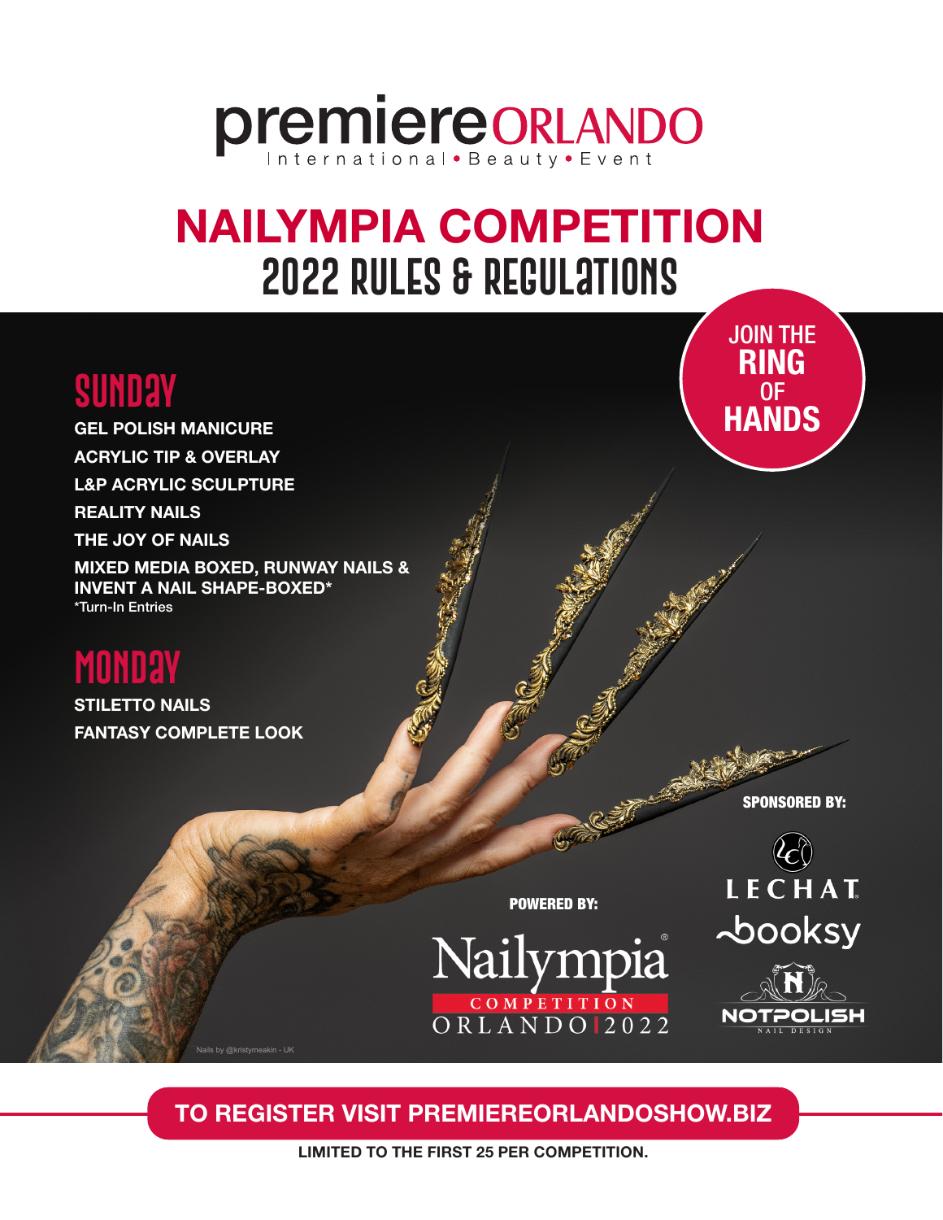premiere ORLANDO
International • Beauty • Event

# NAILYMPIA COMPETITION
## 2022 RULES & REGULATIONS

JOIN THE **RING** OF **HANDS**

## SUNDAY

**GEL POLISH MANICURE**

**ACRYLIC TIP & OVERLAY**

**L&P ACRYLIC SCULPTURE**

**REALITY NAILS**

**THE JOY OF NAILS**

**MIXED MEDIA BOXED, RUNWAY NAILS & INVENT A NAIL SHAPE-BOXED***
*Turn-In Entries

## MONDAY

**STILETTO NAILS**

**FANTASY COMPLETE LOOK**

Nails by @kristymeakin - UK

**POWERED BY:**

Nailympia® COMPETITION ORLANDO | 2022

**SPONSORED BY:**

LECHAT

booksy

NOTPOLISH NAIL DESIGN

**TO REGISTER VISIT PREMIEREORLANDOSHOW.BIZ**

**LIMITED TO THE FIRST 25 PER COMPETITION.**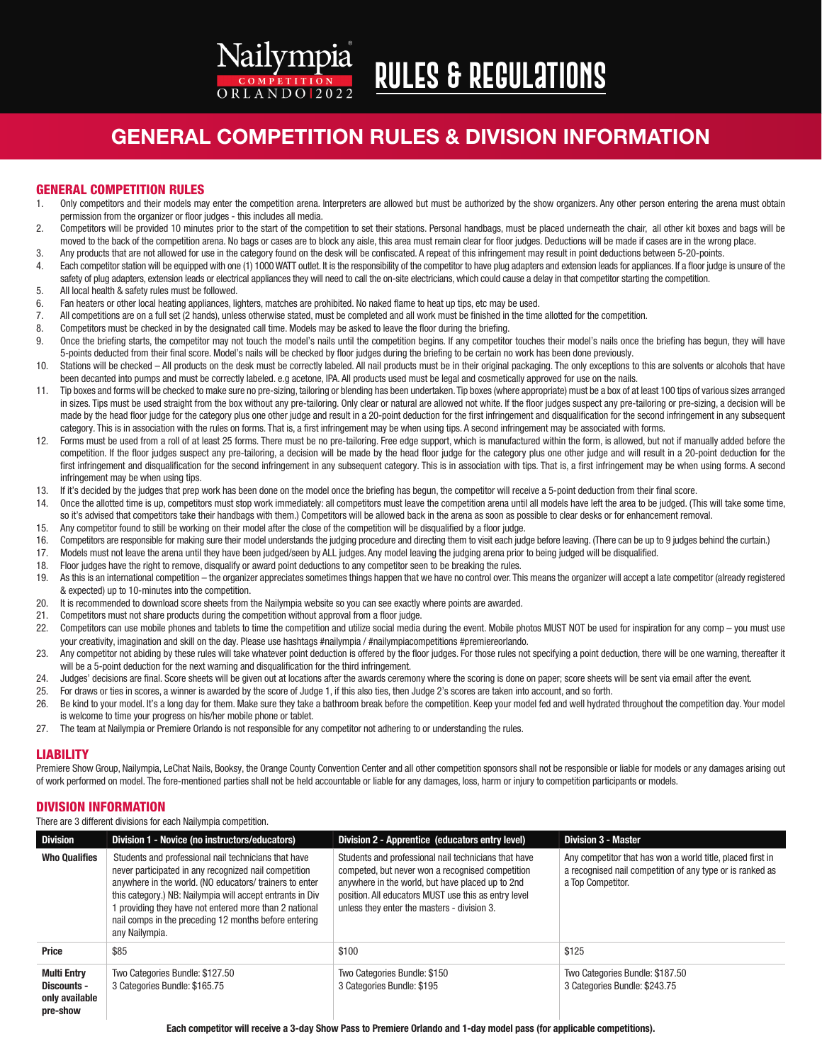# Nailympia COMPETITION ORLANDO | 2022 RULES & REGULATIONS

## GENERAL COMPETITION RULES & DIVISION INFORMATION

### GENERAL COMPETITION RULES

1. Only competitors and their models may enter the competition arena. Interpreters are allowed but must be authorized by the show organizers. Any other person entering the arena must obtain permission from the organizer or floor judges - this includes all media.
2. Competitors will be provided 10 minutes prior to the start of the competition to set their stations. Personal handbags, must be placed underneath the chair, all other kit boxes and bags will be moved to the back of the competition arena. No bags or cases are to block any aisle, this area must remain clear for floor judges. Deductions will be made if cases are in the wrong place.
3. Any products that are not allowed for use in the category found on the desk will be confiscated. A repeat of this infringement may result in point deductions between 5-20-points.
4. Each competitor station will be equipped with one (1) 1000 WATT outlet. It is the responsibility of the competitor to have plug adapters and extension leads for appliances. If a floor judge is unsure of the safety of plug adapters, extension leads or electrical appliances they will need to call the on-site electricians, which could cause a delay in that competitor starting the competition.
5. All local health & safety rules must be followed.
6. Fan heaters or other local heating appliances, lighters, matches are prohibited. No naked flame to heat up tips, etc may be used.
7. All competitions are on a full set (2 hands), unless otherwise stated, must be completed and all work must be finished in the time allotted for the competition.
8. Competitors must be checked in by the designated call time. Models may be asked to leave the floor during the briefing.
9. Once the briefing starts, the competitor may not touch the model's nails until the competition begins. If any competitor touches their model's nails once the briefing has begun, they will have 5-points deducted from their final score. Model's nails will be checked by floor judges during the briefing to be certain no work has been done previously.
10. Stations will be checked – All products on the desk must be correctly labeled. All nail products must be in their original packaging. The only exceptions to this are solvents or alcohols that have been decanted into pumps and must be correctly labeled. e.g acetone, IPA. All products used must be legal and cosmetically approved for use on the nails.
11. Tip boxes and forms will be checked to make sure no pre-sizing, tailoring or blending has been undertaken. Tip boxes (where appropriate) must be a box of at least 100 tips of various sizes arranged in sizes. Tips must be used straight from the box without any pre-tailoring. Only clear or natural are allowed not white. If the floor judges suspect any pre-tailoring or pre-sizing, a decision will be made by the head floor judge for the category plus one other judge and result in a 20-point deduction for the first infringement and disqualification for the second infringement in any subsequent category. This is in association with the rules on forms. That is, a first infringement may be when using tips. A second infringement may be associated with forms.
12. Forms must be used from a roll of at least 25 forms. There must be no pre-tailoring. Free edge support, which is manufactured within the form, is allowed, but not if manually added before the competition. If the floor judges suspect any pre-tailoring, a decision will be made by the head floor judge for the category plus one other judge and will result in a 20-point deduction for the first infringement and disqualification for the second infringement in any subsequent category. This is in association with tips. That is, a first infringement may be when using forms. A second infringement may be when using tips.
13. If it's decided by the judges that prep work has been done on the model once the briefing has begun, the competitor will receive a 5-point deduction from their final score.
14. Once the allotted time is up, competitors must stop work immediately: all competitors must leave the competition arena until all models have left the area to be judged. (This will take some time, so it's advised that competitors take their handbags with them.) Competitors will be allowed back in the arena as soon as possible to clear desks or for enhancement removal.
15. Any competitor found to still be working on their model after the close of the competition will be disqualified by a floor judge.
16. Competitors are responsible for making sure their model understands the judging procedure and directing them to visit each judge before leaving. (There can be up to 9 judges behind the curtain.)
17. Models must not leave the arena until they have been judged/seen by ALL judges. Any model leaving the judging arena prior to being judged will be disqualified.
18. Floor judges have the right to remove, disqualify or award point deductions to any competitor seen to be breaking the rules.
19. As this is an international competition – the organizer appreciates sometimes things happen that we have no control over. This means the organizer will accept a late competitor (already registered & expected) up to 10-minutes into the competition.
20. It is recommended to download score sheets from the Nailympia website so you can see exactly where points are awarded.
21. Competitors must not share products during the competition without approval from a floor judge.
22. Competitors can use mobile phones and tablets to time the competition and utilize social media during the event. Mobile photos MUST NOT be used for inspiration for any comp – you must use your creativity, imagination and skill on the day. Please use hashtags #nailympia / #nailympiacompetitions #premiereorlando.
23. Any competitor not abiding by these rules will take whatever point deduction is offered by the floor judges. For those rules not specifying a point deduction, there will be one warning, thereafter it will be a 5-point deduction for the next warning and disqualification for the third infringement.
24. Judges' decisions are final. Score sheets will be given out at locations after the awards ceremony where the scoring is done on paper; score sheets will be sent via email after the event.
25. For draws or ties in scores, a winner is awarded by the score of Judge 1, if this also ties, then Judge 2's scores are taken into account, and so forth.
26. Be kind to your model. It's a long day for them. Make sure they take a bathroom break before the competition. Keep your model fed and well hydrated throughout the competition day. Your model is welcome to time your progress on his/her mobile phone or tablet.
27. The team at Nailympia or Premiere Orlando is not responsible for any competitor not adhering to or understanding the rules.

### LIABILITY

Premiere Show Group, Nailympia, LeChat Nails, Booksy, the Orange County Convention Center and all other competition sponsors shall not be responsible or liable for models or any damages arising out of work performed on model. The fore-mentioned parties shall not be held accountable or liable for any damages, loss, harm or injury to competition participants or models.

### DIVISION INFORMATION

There are 3 different divisions for each Nailympia competition.

| Division | Division 1 - Novice (no instructors/educators) | Division 2 - Apprentice (educators entry level) | Division 3 - Master |
|---|---|---|---|
| **Who Qualifies** | Students and professional nail technicians that have never participated in any recognized nail competition anywhere in the world. (NO educators/ trainers to enter this category.) NB: Nailympia will accept entrants in Div 1 providing they have not entered more than 2 national nail comps in the preceding 12 months before entering any Nailympia. | Students and professional nail technicians that have competed, but never won a recognised competition anywhere in the world, but have placed up to 2nd position. All educators MUST use this as entry level unless they enter the masters - division 3. | Any competitor that has won a world title, placed first in a recognised nail competition of any type or is ranked as a Top Competitor. |
| **Price** | $85 | $100 | $125 |
| **Multi Entry Discounts - only available pre-show** | Two Categories Bundle: $127.50<br>3 Categories Bundle: $165.75 | Two Categories Bundle: $150<br>3 Categories Bundle: $195 | Two Categories Bundle: $187.50<br>3 Categories Bundle: $243.75 |

**Each competitor will receive a 3-day Show Pass to Premiere Orlando and 1-day model pass (for applicable competitions).**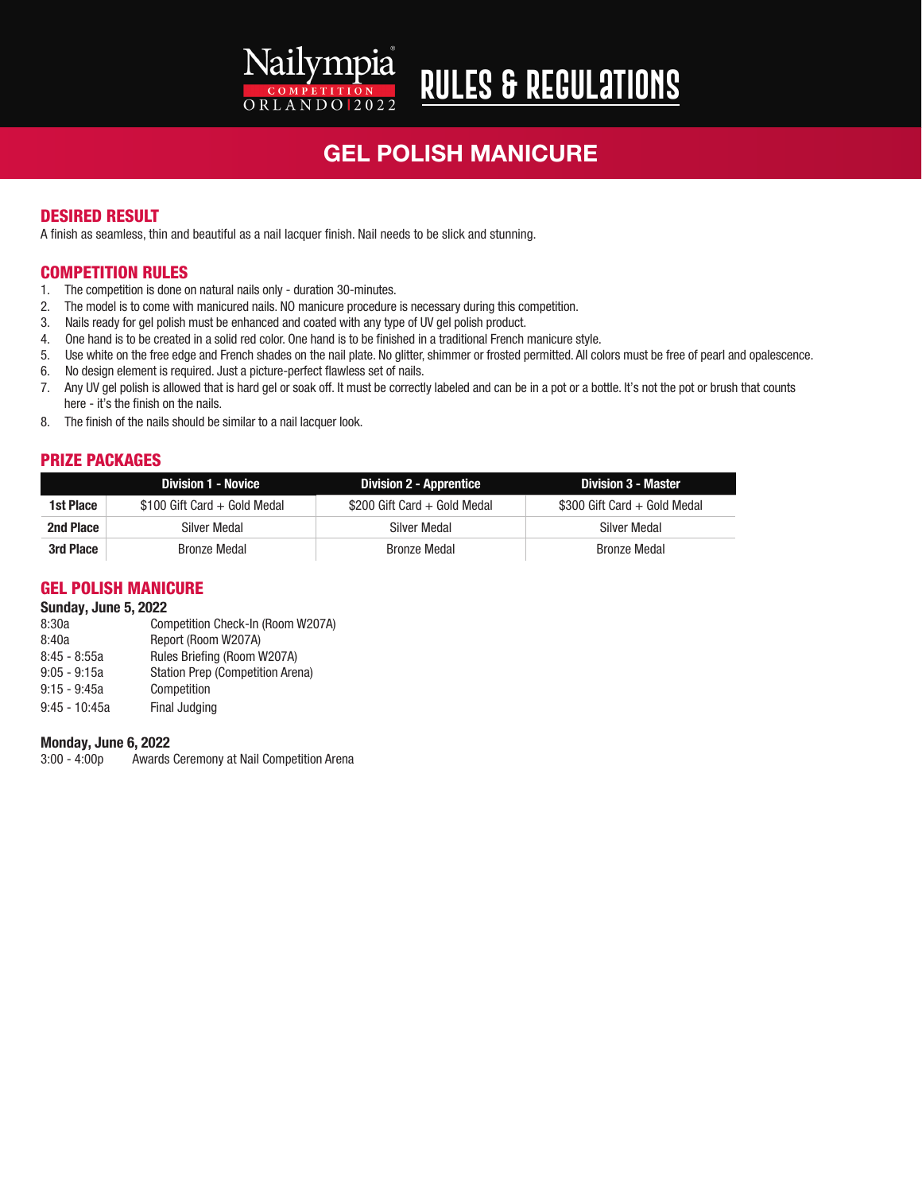# Nailympia Competition Orlando 2022 — RULES & REGULATIONS

## GEL POLISH MANICURE

### DESIRED RESULT

A finish as seamless, thin and beautiful as a nail lacquer finish. Nail needs to be slick and stunning.

### COMPETITION RULES

1. The competition is done on natural nails only - duration 30-minutes.
2. The model is to come with manicured nails. NO manicure procedure is necessary during this competition.
3. Nails ready for gel polish must be enhanced and coated with any type of UV gel polish product.
4. One hand is to be created in a solid red color. One hand is to be finished in a traditional French manicure style.
5. Use white on the free edge and French shades on the nail plate. No glitter, shimmer or frosted permitted. All colors must be free of pearl and opalescence.
6. No design element is required. Just a picture-perfect flawless set of nails.
7. Any UV gel polish is allowed that is hard gel or soak off. It must be correctly labeled and can be in a pot or a bottle. It's not the pot or brush that counts here - it's the finish on the nails.
8. The finish of the nails should be similar to a nail lacquer look.

### PRIZE PACKAGES

| | Division 1 - Novice | Division 2 - Apprentice | Division 3 - Master |
|---|---|---|---|
| **1st Place** | $100 Gift Card + Gold Medal | $200 Gift Card + Gold Medal | $300 Gift Card + Gold Medal |
| **2nd Place** | Silver Medal | Silver Medal | Silver Medal |
| **3rd Place** | Bronze Medal | Bronze Medal | Bronze Medal |

### GEL POLISH MANICURE

**Sunday, June 5, 2022**

| | |
|---|---|
| 8:30a | Competition Check-In (Room W207A) |
| 8:40a | Report (Room W207A) |
| 8:45 - 8:55a | Rules Briefing (Room W207A) |
| 9:05 - 9:15a | Station Prep (Competition Arena) |
| 9:15 - 9:45a | Competition |
| 9:45 - 10:45a | Final Judging |

**Monday, June 6, 2022**

3:00 - 4:00p Awards Ceremony at Nail Competition Arena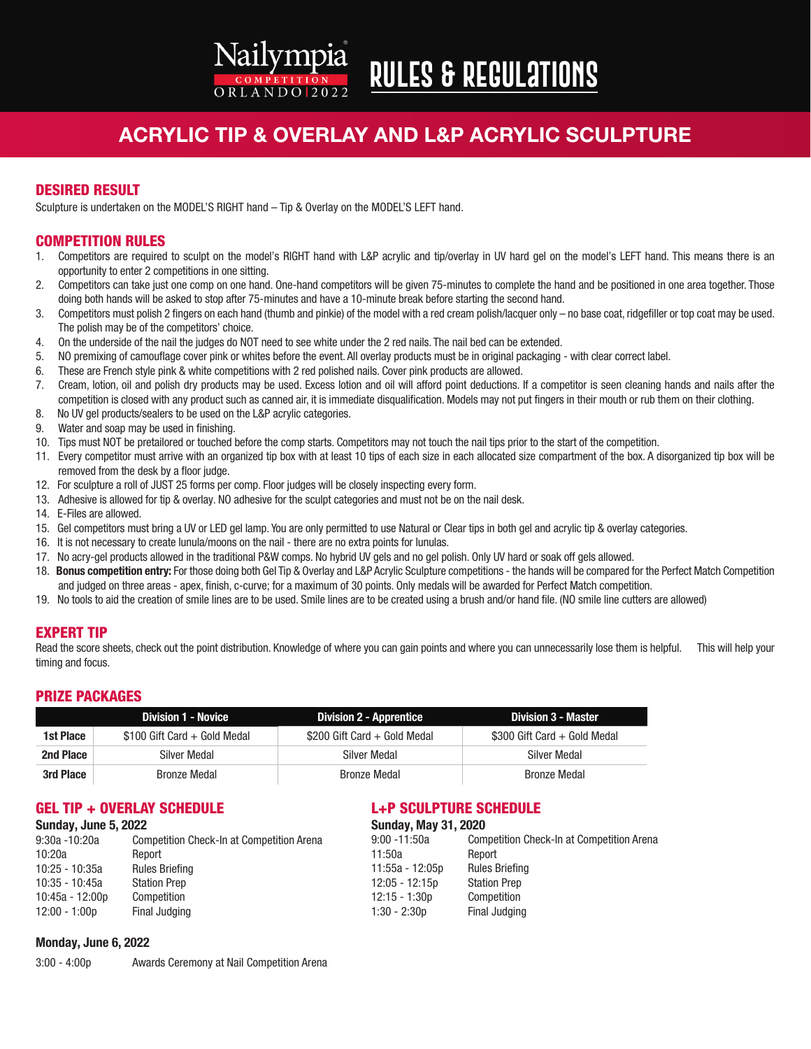# Nailympia COMPETITION ORLANDO | 2022 RULES & REGULATIONS

## ACRYLIC TIP & OVERLAY AND L&P ACRYLIC SCULPTURE

### DESIRED RESULT

Sculpture is undertaken on the MODEL'S RIGHT hand – Tip & Overlay on the MODEL'S LEFT hand.

### COMPETITION RULES

1. Competitors are required to sculpt on the model's RIGHT hand with L&P acrylic and tip/overlay in UV hard gel on the model's LEFT hand. This means there is an opportunity to enter 2 competitions in one sitting.
2. Competitors can take just one comp on one hand. One-hand competitors will be given 75-minutes to complete the hand and be positioned in one area together. Those doing both hands will be asked to stop after 75-minutes and have a 10-minute break before starting the second hand.
3. Competitors must polish 2 fingers on each hand (thumb and pinkie) of the model with a red cream polish/lacquer only – no base coat, ridgefiller or top coat may be used. The polish may be of the competitors' choice.
4. On the underside of the nail the judges do NOT need to see white under the 2 red nails. The nail bed can be extended.
5. NO premixing of camouflage cover pink or whites before the event. All overlay products must be in original packaging - with clear correct label.
6. These are French style pink & white competitions with 2 red polished nails. Cover pink products are allowed.
7. Cream, lotion, oil and polish dry products may be used. Excess lotion and oil will afford point deductions. If a competitor is seen cleaning hands and nails after the competition is closed with any product such as canned air, it is immediate disqualification. Models may not put fingers in their mouth or rub them on their clothing.
8. No UV gel products/sealers to be used on the L&P acrylic categories.
9. Water and soap may be used in finishing.
10. Tips must NOT be pretailored or touched before the comp starts. Competitors may not touch the nail tips prior to the start of the competition.
11. Every competitor must arrive with an organized tip box with at least 10 tips of each size in each allocated size compartment of the box. A disorganized tip box will be removed from the desk by a floor judge.
12. For sculpture a roll of JUST 25 forms per comp. Floor judges will be closely inspecting every form.
13. Adhesive is allowed for tip & overlay. NO adhesive for the sculpt categories and must not be on the nail desk.
14. E-Files are allowed.
15. Gel competitors must bring a UV or LED gel lamp. You are only permitted to use Natural or Clear tips in both gel and acrylic tip & overlay categories.
16. It is not necessary to create lunula/moons on the nail - there are no extra points for lunulas.
17. No acry-gel products allowed in the traditional P&W comps. No hybrid UV gels and no gel polish. Only UV hard or soak off gels allowed.
18. **Bonus competition entry:** For those doing both Gel Tip & Overlay and L&P Acrylic Sculpture competitions - the hands will be compared for the Perfect Match Competition and judged on three areas - apex, finish, c-curve; for a maximum of 30 points. Only medals will be awarded for Perfect Match competition.
19. No tools to aid the creation of smile lines are to be used. Smile lines are to be created using a brush and/or hand file. (NO smile line cutters are allowed)

### EXPERT TIP

Read the score sheets, check out the point distribution. Knowledge of where you can gain points and where you can unnecessarily lose them is helpful. This will help your timing and focus.

### PRIZE PACKAGES

| | Division 1 - Novice | Division 2 - Apprentice | Division 3 - Master |
|---|---|---|---|
| **1st Place** | $100 Gift Card + Gold Medal | $200 Gift Card + Gold Medal | $300 Gift Card + Gold Medal |
| **2nd Place** | Silver Medal | Silver Medal | Silver Medal |
| **3rd Place** | Bronze Medal | Bronze Medal | Bronze Medal |

### GEL TIP + OVERLAY SCHEDULE

**Sunday, June 5, 2022**

| | |
|---|---|
| 9:30a -10:20a | Competition Check-In at Competition Arena |
| 10:20a | Report |
| 10:25 - 10:35a | Rules Briefing |
| 10:35 - 10:45a | Station Prep |
| 10:45a - 12:00p | Competition |
| 12:00 - 1:00p | Final Judging |

**Monday, June 6, 2022**

| | |
|---|---|
| 3:00 - 4:00p | Awards Ceremony at Nail Competition Arena |

### L+P SCULPTURE SCHEDULE

**Sunday, May 31, 2020**

| | |
|---|---|
| 9:00 -11:50a | Competition Check-In at Competition Arena |
| 11:50a | Report |
| 11:55a - 12:05p | Rules Briefing |
| 12:05 - 12:15p | Station Prep |
| 12:15 - 1:30p | Competition |
| 1:30 - 2:30p | Final Judging |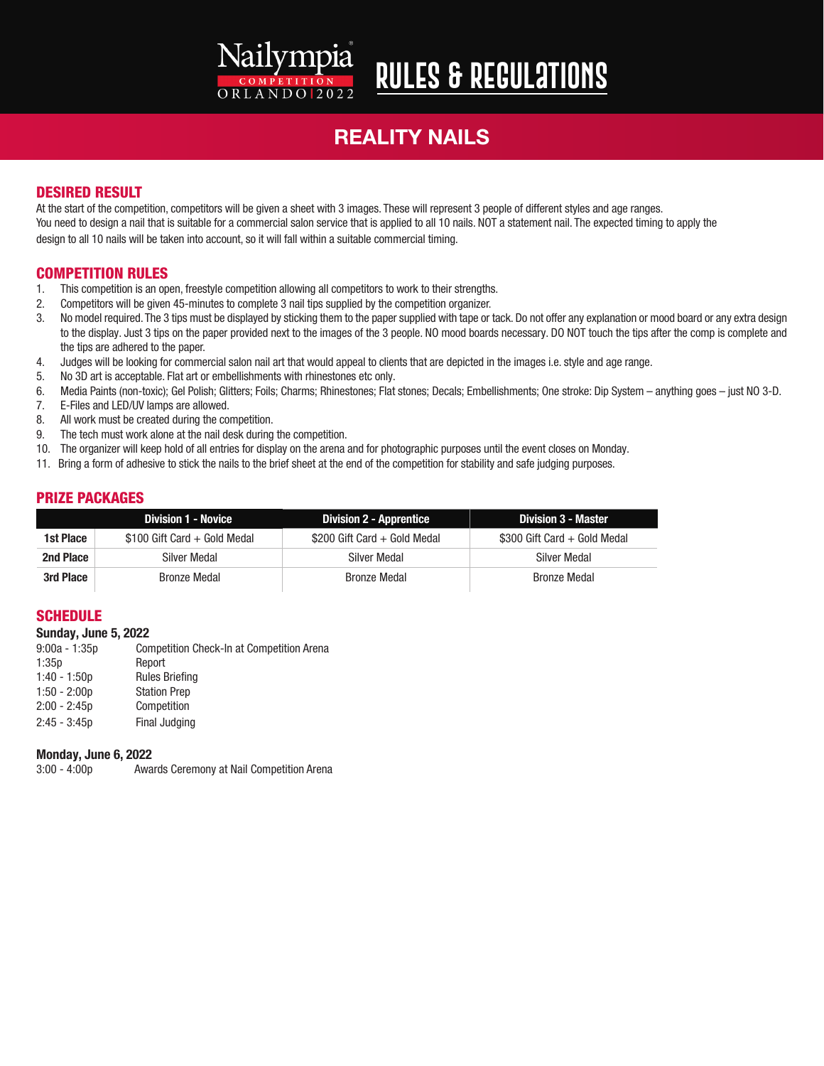# Nailympia COMPETITION ORLANDO | 2022 RULES & REGULATIONS

## REALITY NAILS

### DESIRED RESULT

At the start of the competition, competitors will be given a sheet with 3 images. These will represent 3 people of different styles and age ranges.
You need to design a nail that is suitable for a commercial salon service that is applied to all 10 nails. NOT a statement nail. The expected timing to apply the design to all 10 nails will be taken into account, so it will fall within a suitable commercial timing.

### COMPETITION RULES

1. This competition is an open, freestyle competition allowing all competitors to work to their strengths.
2. Competitors will be given 45-minutes to complete 3 nail tips supplied by the competition organizer.
3. No model required. The 3 tips must be displayed by sticking them to the paper supplied with tape or tack. Do not offer any explanation or mood board or any extra design to the display. Just 3 tips on the paper provided next to the images of the 3 people. NO mood boards necessary. DO NOT touch the tips after the comp is complete and the tips are adhered to the paper.
4. Judges will be looking for commercial salon nail art that would appeal to clients that are depicted in the images i.e. style and age range.
5. No 3D art is acceptable. Flat art or embellishments with rhinestones etc only.
6. Media Paints (non-toxic); Gel Polish; Glitters; Foils; Charms; Rhinestones; Flat stones; Decals; Embellishments; One stroke: Dip System – anything goes – just NO 3-D.
7. E-Files and LED/UV lamps are allowed.
8. All work must be created during the competition.
9. The tech must work alone at the nail desk during the competition.
10. The organizer will keep hold of all entries for display on the arena and for photographic purposes until the event closes on Monday.
11. Bring a form of adhesive to stick the nails to the brief sheet at the end of the competition for stability and safe judging purposes.

### PRIZE PACKAGES

| | Division 1 - Novice | Division 2 - Apprentice | Division 3 - Master |
|---|---|---|---|
| **1st Place** | $100 Gift Card + Gold Medal | $200 Gift Card + Gold Medal | $300 Gift Card + Gold Medal |
| **2nd Place** | Silver Medal | Silver Medal | Silver Medal |
| **3rd Place** | Bronze Medal | Bronze Medal | Bronze Medal |

### SCHEDULE

**Sunday, June 5, 2022**

| | |
|---|---|
| 9:00a - 1:35p | Competition Check-In at Competition Arena |
| 1:35p | Report |
| 1:40 - 1:50p | Rules Briefing |
| 1:50 - 2:00p | Station Prep |
| 2:00 - 2:45p | Competition |
| 2:45 - 3:45p | Final Judging |

**Monday, June 6, 2022**

| | |
|---|---|
| 3:00 - 4:00p | Awards Ceremony at Nail Competition Arena |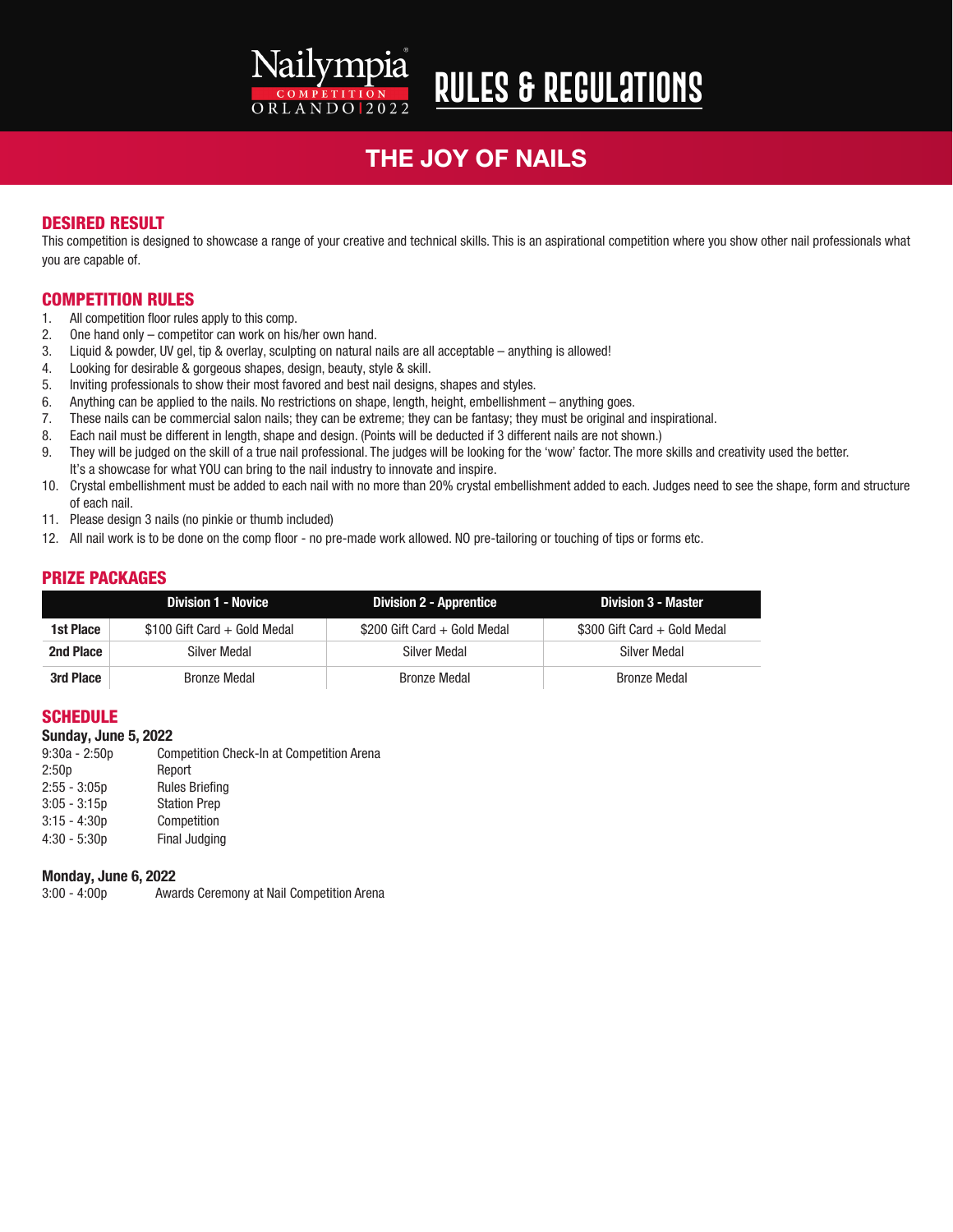# Nailympia COMPETITION ORLANDO | 2022 RULES & REGULATIONS

## THE JOY OF NAILS

### DESIRED RESULT

This competition is designed to showcase a range of your creative and technical skills. This is an aspirational competition where you show other nail professionals what you are capable of.

### COMPETITION RULES

1. All competition floor rules apply to this comp.
2. One hand only – competitor can work on his/her own hand.
3. Liquid & powder, UV gel, tip & overlay, sculpting on natural nails are all acceptable – anything is allowed!
4. Looking for desirable & gorgeous shapes, design, beauty, style & skill.
5. Inviting professionals to show their most favored and best nail designs, shapes and styles.
6. Anything can be applied to the nails. No restrictions on shape, length, height, embellishment – anything goes.
7. These nails can be commercial salon nails; they can be extreme; they can be fantasy; they must be original and inspirational.
8. Each nail must be different in length, shape and design. (Points will be deducted if 3 different nails are not shown.)
9. They will be judged on the skill of a true nail professional. The judges will be looking for the 'wow' factor. The more skills and creativity used the better. It's a showcase for what YOU can bring to the nail industry to innovate and inspire.
10. Crystal embellishment must be added to each nail with no more than 20% crystal embellishment added to each. Judges need to see the shape, form and structure of each nail.
11. Please design 3 nails (no pinkie or thumb included)
12. All nail work is to be done on the comp floor - no pre-made work allowed. NO pre-tailoring or touching of tips or forms etc.

### PRIZE PACKAGES

| | Division 1 - Novice | Division 2 - Apprentice | Division 3 - Master |
|---|---|---|---|
| **1st Place** | $100 Gift Card + Gold Medal | $200 Gift Card + Gold Medal | $300 Gift Card + Gold Medal |
| **2nd Place** | Silver Medal | Silver Medal | Silver Medal |
| **3rd Place** | Bronze Medal | Bronze Medal | Bronze Medal |

### SCHEDULE

**Sunday, June 5, 2022**

| | |
|---|---|
| 9:30a - 2:50p | Competition Check-In at Competition Arena |
| 2:50p | Report |
| 2:55 - 3:05p | Rules Briefing |
| 3:05 - 3:15p | Station Prep |
| 3:15 - 4:30p | Competition |
| 4:30 - 5:30p | Final Judging |

**Monday, June 6, 2022**

| | |
|---|---|
| 3:00 - 4:00p | Awards Ceremony at Nail Competition Arena |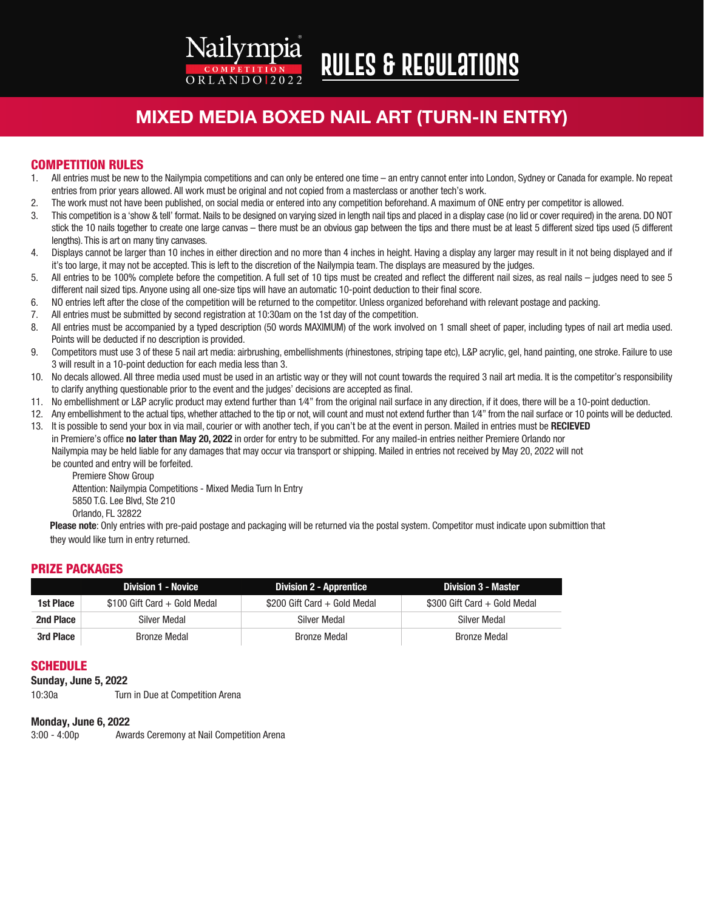Nailympia COMPETITION ORLANDO | 2022

# RULES & REGULATIONS

## MIXED MEDIA BOXED NAIL ART (TURN-IN ENTRY)

### COMPETITION RULES

1. All entries must be new to the Nailympia competitions and can only be entered one time – an entry cannot enter into London, Sydney or Canada for example. No repeat entries from prior years allowed. All work must be original and not copied from a masterclass or another tech's work.
2. The work must not have been published, on social media or entered into any competition beforehand. A maximum of ONE entry per competitor is allowed.
3. This competition is a 'show & tell' format. Nails to be designed on varying sized in length nail tips and placed in a display case (no lid or cover required) in the arena. DO NOT stick the 10 nails together to create one large canvas – there must be an obvious gap between the tips and there must be at least 5 different sized tips used (5 different lengths). This is art on many tiny canvases.
4. Displays cannot be larger than 10 inches in either direction and no more than 4 inches in height. Having a display any larger may result in it not being displayed and if it's too large, it may not be accepted. This is left to the discretion of the Nailympia team. The displays are measured by the judges.
5. All entries to be 100% complete before the competition. A full set of 10 tips must be created and reflect the different nail sizes, as real nails – judges need to see 5 different nail sized tips. Anyone using all one-size tips will have an automatic 10-point deduction to their final score.
6. NO entries left after the close of the competition will be returned to the competitor. Unless organized beforehand with relevant postage and packing.
7. All entries must be submitted by second registration at 10:30am on the 1st day of the competition.
8. All entries must be accompanied by a typed description (50 words MAXIMUM) of the work involved on 1 small sheet of paper, including types of nail art media used. Points will be deducted if no description is provided.
9. Competitors must use 3 of these 5 nail art media: airbrushing, embellishments (rhinestones, striping tape etc), L&P acrylic, gel, hand painting, one stroke. Failure to use 3 will result in a 10-point deduction for each media less than 3.
10. No decals allowed. All three media used must be used in an artistic way or they will not count towards the required 3 nail art media. It is the competitor's responsibility to clarify anything questionable prior to the event and the judges' decisions are accepted as final.
11. No embellishment or L&P acrylic product may extend further than 1⁄4" from the original nail surface in any direction, if it does, there will be a 10-point deduction.
12. Any embellishment to the actual tips, whether attached to the tip or not, will count and must not extend further than 1⁄4" from the nail surface or 10 points will be deducted.
13. It is possible to send your box in via mail, courier or with another tech, if you can't be at the event in person. Mailed in entries must be **RECIEVED** in Premiere's office **no later than May 20, 2022** in order for entry to be submitted. For any mailed-in entries neither Premiere Orlando nor Nailympia may be held liable for any damages that may occur via transport or shipping. Mailed in entries not received by May 20, 2022 will not be counted and entry will be forfeited.

    Premiere Show Group
    Attention: Nailympia Competitions - Mixed Media Turn In Entry
    5850 T.G. Lee Blvd, Ste 210
    Orlando, FL 32822

    **Please note**: Only entries with pre-paid postage and packaging will be returned via the postal system. Competitor must indicate upon submittion that they would like turn in entry returned.

### PRIZE PACKAGES

| | Division 1 - Novice | Division 2 - Apprentice | Division 3 - Master |
|---|---|---|---|
| **1st Place** | $100 Gift Card + Gold Medal | $200 Gift Card + Gold Medal | $300 Gift Card + Gold Medal |
| **2nd Place** | Silver Medal | Silver Medal | Silver Medal |
| **3rd Place** | Bronze Medal | Bronze Medal | Bronze Medal |

### SCHEDULE

**Sunday, June 5, 2022**

10:30a Turn in Due at Competition Arena

**Monday, June 6, 2022**

3:00 - 4:00p Awards Ceremony at Nail Competition Arena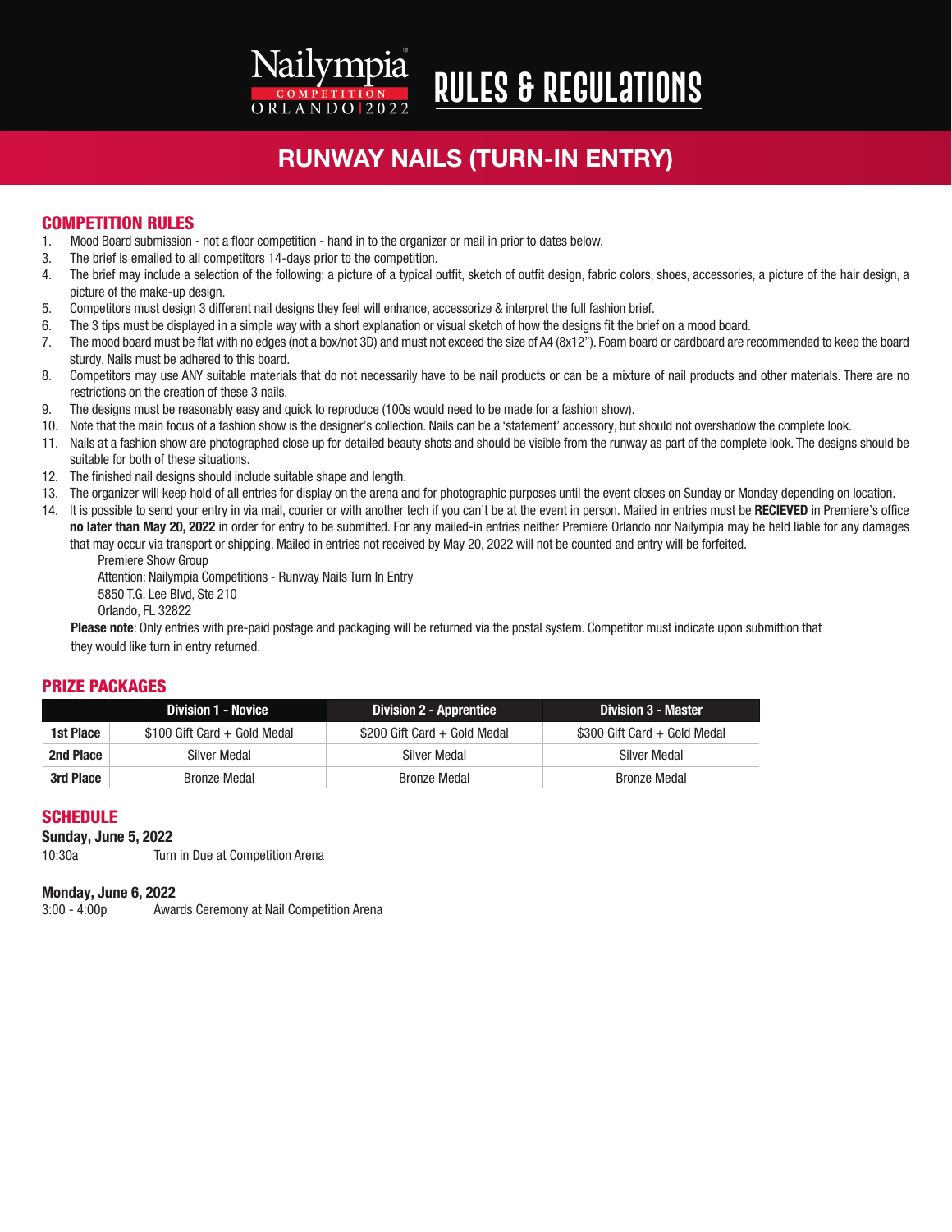# Nailympia Competition Orlando 2022 — RULES & REGULATIONS

## RUNWAY NAILS (TURN-IN ENTRY)

### COMPETITION RULES

1. Mood Board submission - not a floor competition - hand in to the organizer or mail in prior to dates below.
3. The brief is emailed to all competitors 14-days prior to the competition.
4. The brief may include a selection of the following: a picture of a typical outfit, sketch of outfit design, fabric colors, shoes, accessories, a picture of the hair design, a picture of the make-up design.
5. Competitors must design 3 different nail designs they feel will enhance, accessorize & interpret the full fashion brief.
6. The 3 tips must be displayed in a simple way with a short explanation or visual sketch of how the designs fit the brief on a mood board.
7. The mood board must be flat with no edges (not a box/not 3D) and must not exceed the size of A4 (8x12"). Foam board or cardboard are recommended to keep the board sturdy. Nails must be adhered to this board.
8. Competitors may use ANY suitable materials that do not necessarily have to be nail products or can be a mixture of nail products and other materials. There are no restrictions on the creation of these 3 nails.
9. The designs must be reasonably easy and quick to reproduce (100s would need to be made for a fashion show).
10. Note that the main focus of a fashion show is the designer's collection. Nails can be a 'statement' accessory, but should not overshadow the complete look.
11. Nails at a fashion show are photographed close up for detailed beauty shots and should be visible from the runway as part of the complete look. The designs should be suitable for both of these situations.
12. The finished nail designs should include suitable shape and length.
13. The organizer will keep hold of all entries for display on the arena and for photographic purposes until the event closes on Sunday or Monday depending on location.
14. It is possible to send your entry in via mail, courier or with another tech if you can't be at the event in person. Mailed in entries must be **RECIEVED** in Premiere's office **no later than May 20, 2022** in order for entry to be submitted. For any mailed-in entries neither Premiere Orlando nor Nailympia may be held liable for any damages that may occur via transport or shipping. Mailed in entries not received by May 20, 2022 will not be counted and entry will be forfeited.

    Premiere Show Group
    Attention: Nailympia Competitions - Runway Nails Turn In Entry
    5850 T.G. Lee Blvd, Ste 210
    Orlando, FL 32822

    **Please note**: Only entries with pre-paid postage and packaging will be returned via the postal system. Competitor must indicate upon submittion that they would like turn in entry returned.

### PRIZE PACKAGES

| | Division 1 - Novice | Division 2 - Apprentice | Division 3 - Master |
|---|---|---|---|
| **1st Place** | $100 Gift Card + Gold Medal | $200 Gift Card + Gold Medal | $300 Gift Card + Gold Medal |
| **2nd Place** | Silver Medal | Silver Medal | Silver Medal |
| **3rd Place** | Bronze Medal | Bronze Medal | Bronze Medal |

### SCHEDULE

**Sunday, June 5, 2022**
10:30a — Turn in Due at Competition Arena

**Monday, June 6, 2022**
3:00 - 4:00p — Awards Ceremony at Nail Competition Arena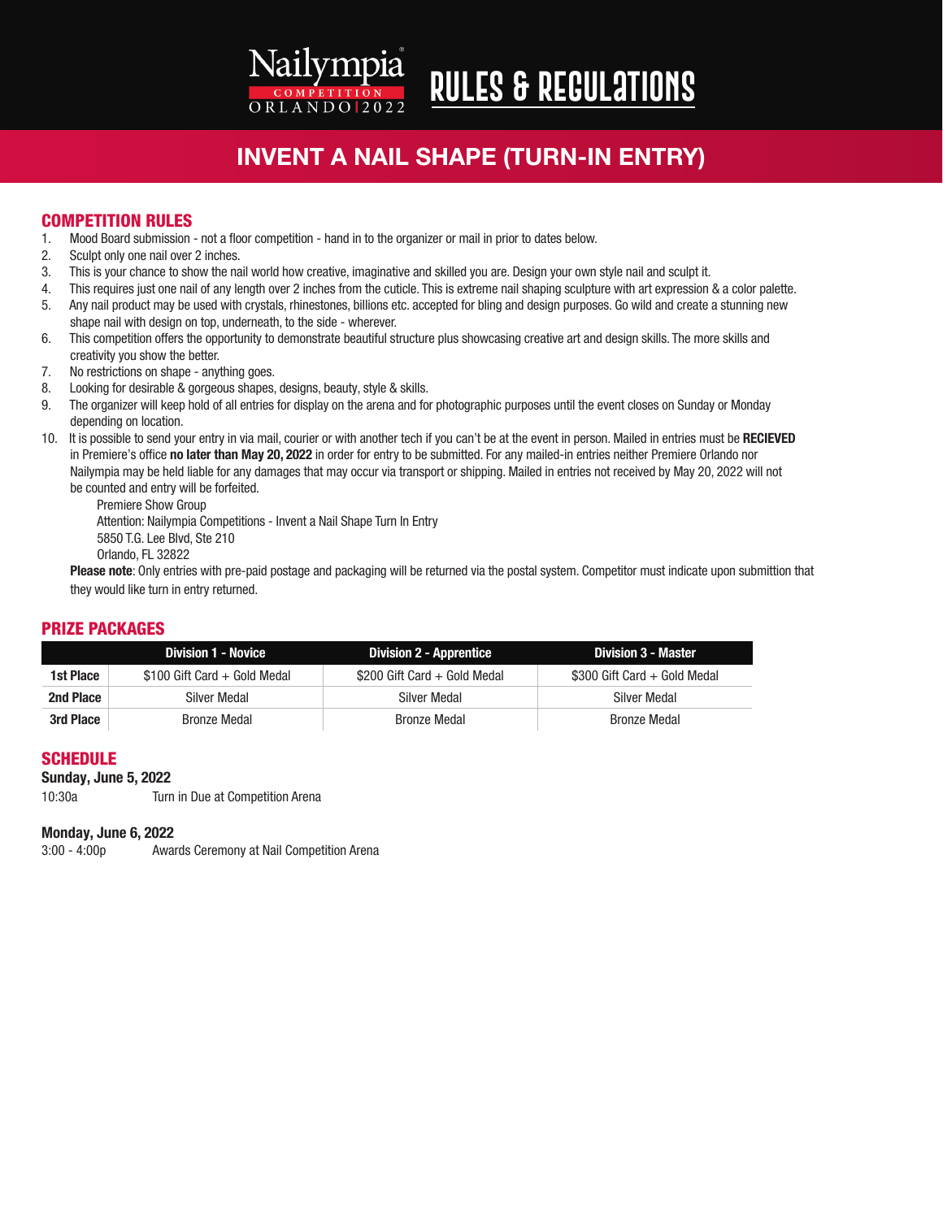# Nailympia COMPETITION ORLANDO | 2022 RULES & REGULATIONS

## INVENT A NAIL SHAPE (TURN-IN ENTRY)

### COMPETITION RULES

1. Mood Board submission - not a floor competition - hand in to the organizer or mail in prior to dates below.
2. Sculpt only one nail over 2 inches.
3. This is your chance to show the nail world how creative, imaginative and skilled you are. Design your own style nail and sculpt it.
4. This requires just one nail of any length over 2 inches from the cuticle. This is extreme nail shaping sculpture with art expression & a color palette.
5. Any nail product may be used with crystals, rhinestones, billions etc. accepted for bling and design purposes. Go wild and create a stunning new shape nail with design on top, underneath, to the side - wherever.
6. This competition offers the opportunity to demonstrate beautiful structure plus showcasing creative art and design skills. The more skills and creativity you show the better.
7. No restrictions on shape - anything goes.
8. Looking for desirable & gorgeous shapes, designs, beauty, style & skills.
9. The organizer will keep hold of all entries for display on the arena and for photographic purposes until the event closes on Sunday or Monday depending on location.
10. It is possible to send your entry in via mail, courier or with another tech if you can't be at the event in person. Mailed in entries must be **RECIEVED** in Premiere's office **no later than May 20, 2022** in order for entry to be submitted. For any mailed-in entries neither Premiere Orlando nor Nailympia may be held liable for any damages that may occur via transport or shipping. Mailed in entries not received by May 20, 2022 will not be counted and entry will be forfeited.

    Premiere Show Group
    Attention: Nailympia Competitions - Invent a Nail Shape Turn In Entry
    5850 T.G. Lee Blvd, Ste 210
    Orlando, FL 32822

    **Please note**: Only entries with pre-paid postage and packaging will be returned via the postal system. Competitor must indicate upon submittion that they would like turn in entry returned.

### PRIZE PACKAGES

| | Division 1 - Novice | Division 2 - Apprentice | Division 3 - Master |
|---|---|---|---|
| **1st Place** | $100 Gift Card + Gold Medal | $200 Gift Card + Gold Medal | $300 Gift Card + Gold Medal |
| **2nd Place** | Silver Medal | Silver Medal | Silver Medal |
| **3rd Place** | Bronze Medal | Bronze Medal | Bronze Medal |

### SCHEDULE

**Sunday, June 5, 2022**

10:30a — Turn in Due at Competition Arena

**Monday, June 6, 2022**

3:00 - 4:00p — Awards Ceremony at Nail Competition Arena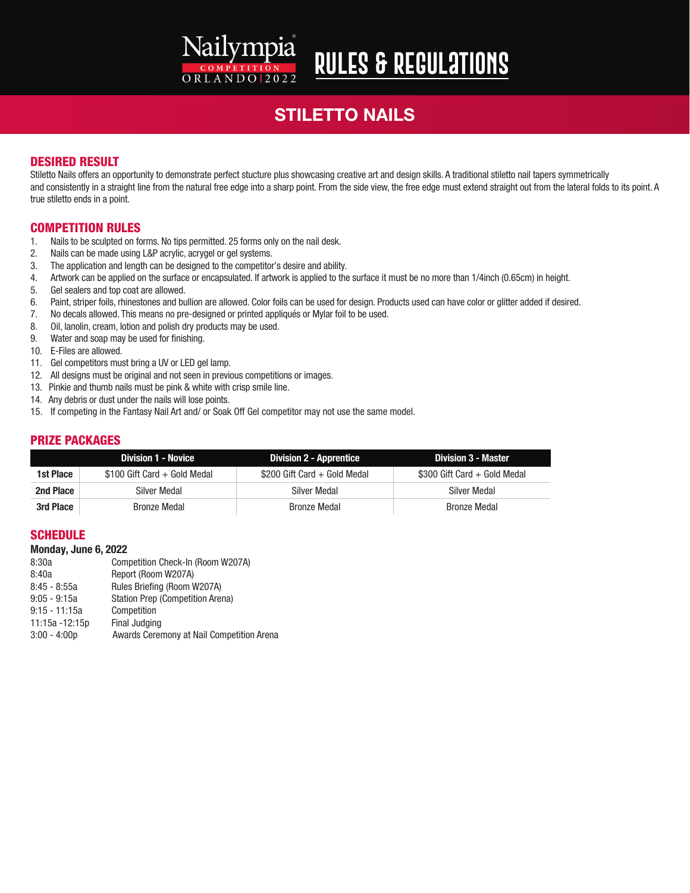Nailympia COMPETITION ORLANDO | 2022

# RULES & REGULATIONS

## STILETTO NAILS

### DESIRED RESULT

Stiletto Nails offers an opportunity to demonstrate perfect stucture plus showcasing creative art and design skills. A traditional stiletto nail tapers symmetrically and consistently in a straight line from the natural free edge into a sharp point. From the side view, the free edge must extend straight out from the lateral folds to its point. A true stiletto ends in a point.

### COMPETITION RULES

1. Nails to be sculpted on forms. No tips permitted. 25 forms only on the nail desk.
2. Nails can be made using L&P acrylic, acrygel or gel systems.
3. The application and length can be designed to the competitor's desire and ability.
4. Artwork can be applied on the surface or encapsulated. If artwork is applied to the surface it must be no more than 1/4inch (0.65cm) in height.
5. Gel sealers and top coat are allowed.
6. Paint, striper foils, rhinestones and bullion are allowed. Color foils can be used for design. Products used can have color or glitter added if desired.
7. No decals allowed. This means no pre-designed or printed appliqués or Mylar foil to be used.
8. Oil, lanolin, cream, lotion and polish dry products may be used.
9. Water and soap may be used for finishing.
10. E-Files are allowed.
11. Gel competitors must bring a UV or LED gel lamp.
12. All designs must be original and not seen in previous competitions or images.
13. Pinkie and thumb nails must be pink & white with crisp smile line.
14. Any debris or dust under the nails will lose points.
15. If competing in the Fantasy Nail Art and/ or Soak Off Gel competitor may not use the same model.

### PRIZE PACKAGES

| | Division 1 - Novice | Division 2 - Apprentice | Division 3 - Master |
|---|---|---|---|
| **1st Place** | $100 Gift Card + Gold Medal | $200 Gift Card + Gold Medal | $300 Gift Card + Gold Medal |
| **2nd Place** | Silver Medal | Silver Medal | Silver Medal |
| **3rd Place** | Bronze Medal | Bronze Medal | Bronze Medal |

### SCHEDULE

**Monday, June 6, 2022**

| | |
|---|---|
| 8:30a | Competition Check-In (Room W207A) |
| 8:40a | Report (Room W207A) |
| 8:45 - 8:55a | Rules Briefing (Room W207A) |
| 9:05 - 9:15a | Station Prep (Competition Arena) |
| 9:15 - 11:15a | Competition |
| 11:15a -12:15p | Final Judging |
| 3:00 - 4:00p | Awards Ceremony at Nail Competition Arena |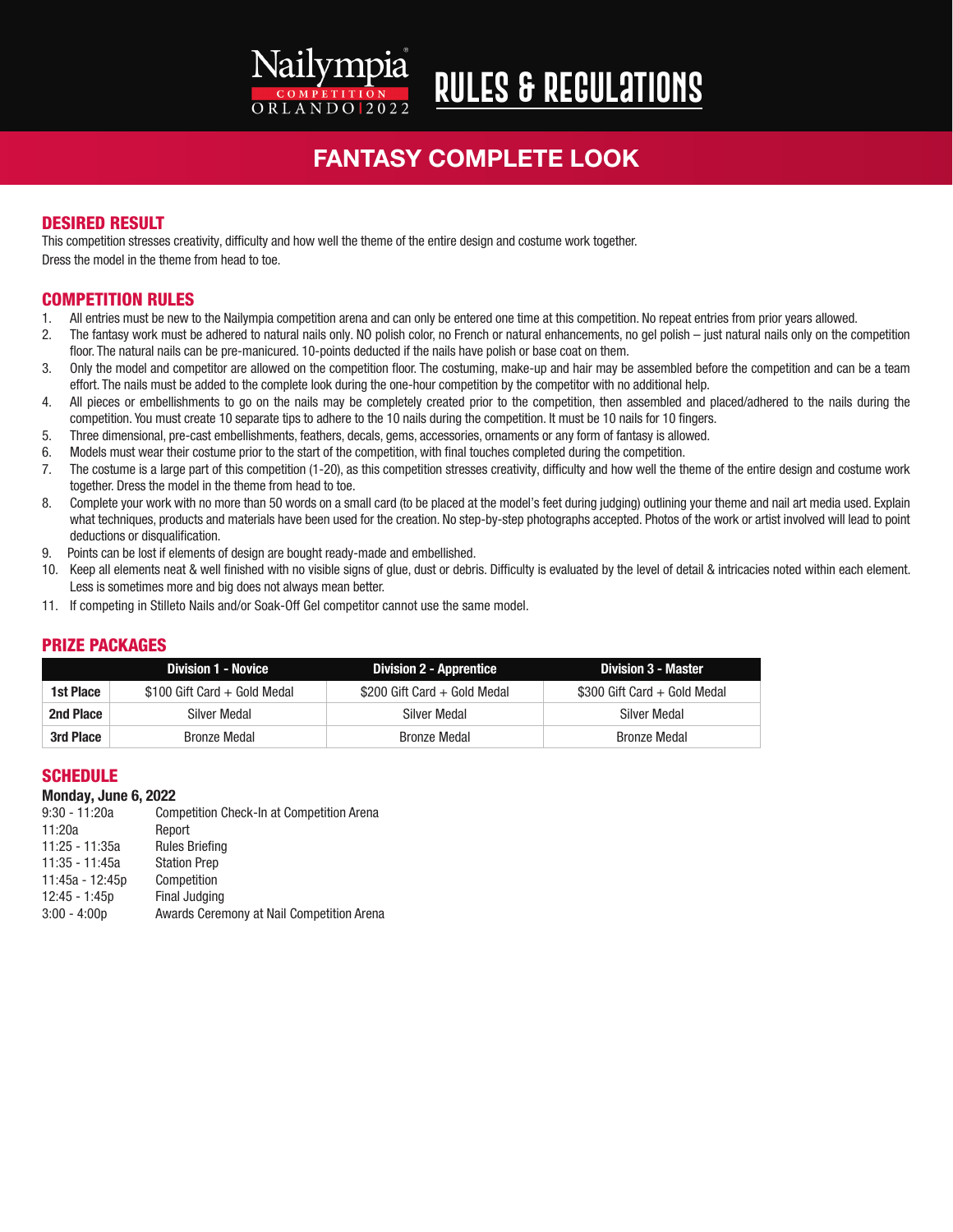Nailympia COMPETITION ORLANDO | 2022

# RULES & REGULATIONS

## FANTASY COMPLETE LOOK

### DESIRED RESULT

This competition stresses creativity, difficulty and how well the theme of the entire design and costume work together.
Dress the model in the theme from head to toe.

### COMPETITION RULES

1. All entries must be new to the Nailympia competition arena and can only be entered one time at this competition. No repeat entries from prior years allowed.
2. The fantasy work must be adhered to natural nails only. NO polish color, no French or natural enhancements, no gel polish – just natural nails only on the competition floor. The natural nails can be pre-manicured. 10-points deducted if the nails have polish or base coat on them.
3. Only the model and competitor are allowed on the competition floor. The costuming, make-up and hair may be assembled before the competition and can be a team effort. The nails must be added to the complete look during the one-hour competition by the competitor with no additional help.
4. All pieces or embellishments to go on the nails may be completely created prior to the competition, then assembled and placed/adhered to the nails during the competition. You must create 10 separate tips to adhere to the 10 nails during the competition. It must be 10 nails for 10 fingers.
5. Three dimensional, pre-cast embellishments, feathers, decals, gems, accessories, ornaments or any form of fantasy is allowed.
6. Models must wear their costume prior to the start of the competition, with final touches completed during the competition.
7. The costume is a large part of this competition (1-20), as this competition stresses creativity, difficulty and how well the theme of the entire design and costume work together. Dress the model in the theme from head to toe.
8. Complete your work with no more than 50 words on a small card (to be placed at the model's feet during judging) outlining your theme and nail art media used. Explain what techniques, products and materials have been used for the creation. No step-by-step photographs accepted. Photos of the work or artist involved will lead to point deductions or disqualification.
9. Points can be lost if elements of design are bought ready-made and embellished.
10. Keep all elements neat & well finished with no visible signs of glue, dust or debris. Difficulty is evaluated by the level of detail & intricacies noted within each element. Less is sometimes more and big does not always mean better.
11. If competing in Stilleto Nails and/or Soak-Off Gel competitor cannot use the same model.

### PRIZE PACKAGES

| | Division 1 - Novice | Division 2 - Apprentice | Division 3 - Master |
|---|---|---|---|
| **1st Place** | $100 Gift Card + Gold Medal | $200 Gift Card + Gold Medal | $300 Gift Card + Gold Medal |
| **2nd Place** | Silver Medal | Silver Medal | Silver Medal |
| **3rd Place** | Bronze Medal | Bronze Medal | Bronze Medal |

### SCHEDULE

**Monday, June 6, 2022**

| | |
|---|---|
| 9:30 - 11:20a | Competition Check-In at Competition Arena |
| 11:20a | Report |
| 11:25 - 11:35a | Rules Briefing |
| 11:35 - 11:45a | Station Prep |
| 11:45a - 12:45p | Competition |
| 12:45 - 1:45p | Final Judging |
| 3:00 - 4:00p | Awards Ceremony at Nail Competition Arena |